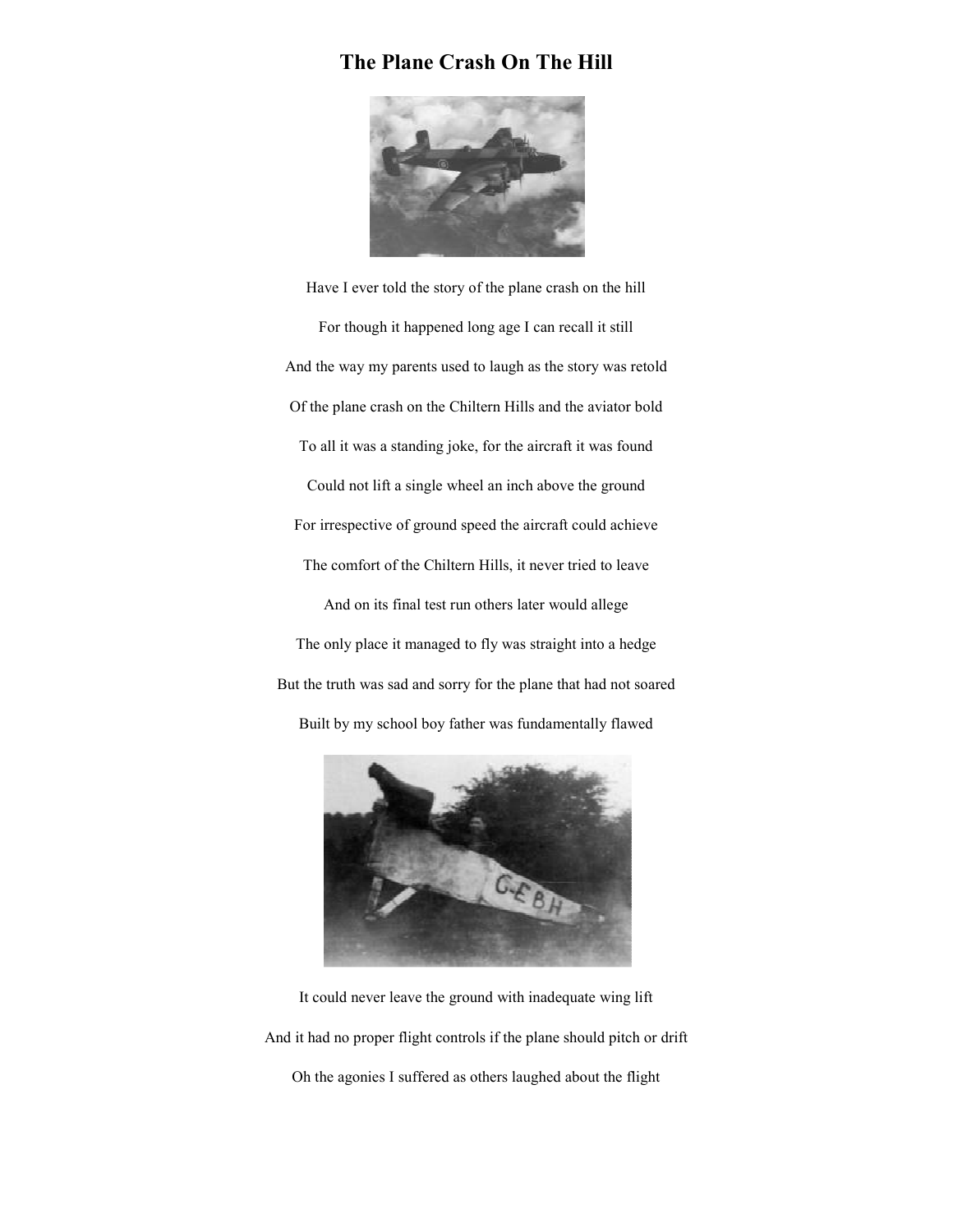# The Plane Crash On The Hill

Have I ever told the story of the plane crash on the hill

For though it happened long age I can recall it still

And the way my parents used to laugh as the story was retold

Of the plane crash on the Chiltern Hills and the aviator bold

To all it was a standing joke, for the aircraft it was found

Could not lift a single wheel an inch above the ground

For irrespective of ground speed the aircraft could achieve

The comfort of the Chiltern Hills, it never tried to leave

And on its final test run others later would allege

The only place it managed to fly was straight into a hedge

But the truth was sad and sorry for the plane that had not soared

Built by my school boy father was fundamentally flawed

It could never leave the ground with inadequate wing lift

And it had no proper flight controls if the plane should pitch or drift

Oh the agonies I suffered as others laughed about the flight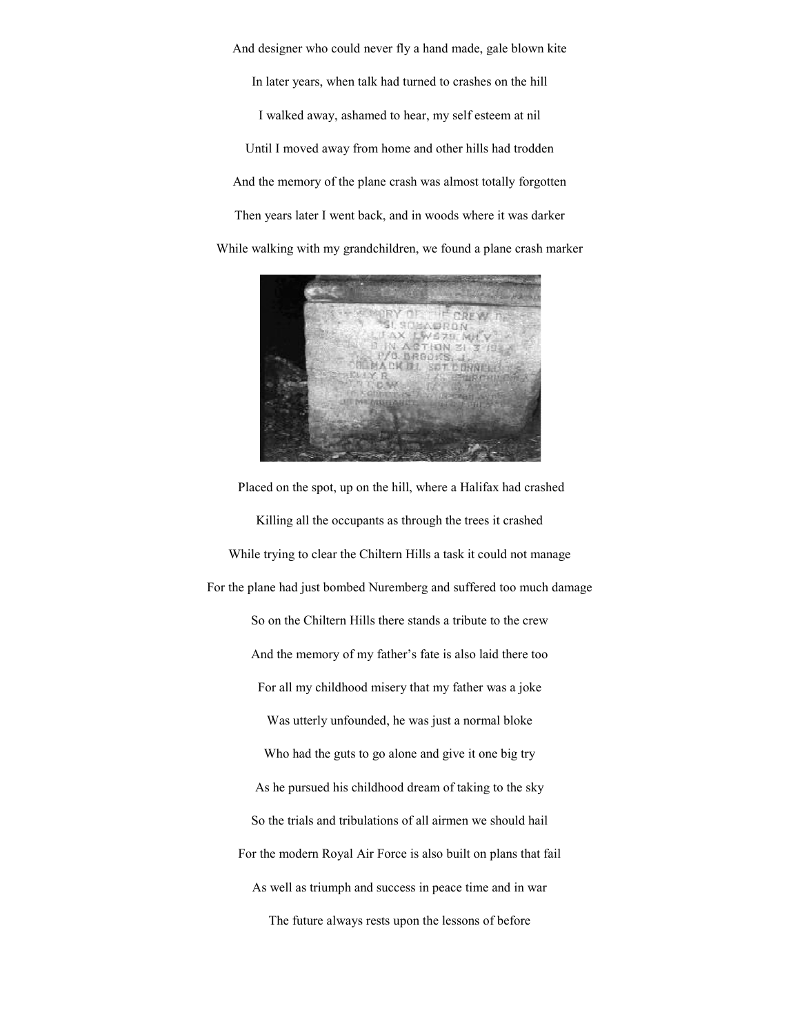And designer who could never fly a hand made, gale blown kite

In later years, when talk had turned to crashes on the hill

I walked away, ashamed to hear, my self esteem at nil

Until I moved away from home and other hills had trodden

And the memory of the plane crash was almost totally forgotten

Then years later I went back, and in woods where it was darker

While walking with my grandchildren, we found a plane crash marker

Placed on the spot, up on the hill, where a Halifax had crashed

Killing all the occupants as through the trees it crashed

While trying to clear the Chiltern Hills a task it could not manage

For the plane had just bombed Nuremberg and suffered too much damage

So on the Chiltern Hills there stands a tribute to the crew

And the memory of my father's fate is also laid there too

For all my childhood misery that my father was a joke

Was utterly unfounded, he was just a normal bloke

Who had the guts to go alone and give it one big try

As he pursued his childhood dream of taking to the sky

So the trials and tribulations of all airmen we should hail

For the modern Royal Air Force is also built on plans that fail

As well as triumph and success in peace time and in war

The future always rests upon the lessons of before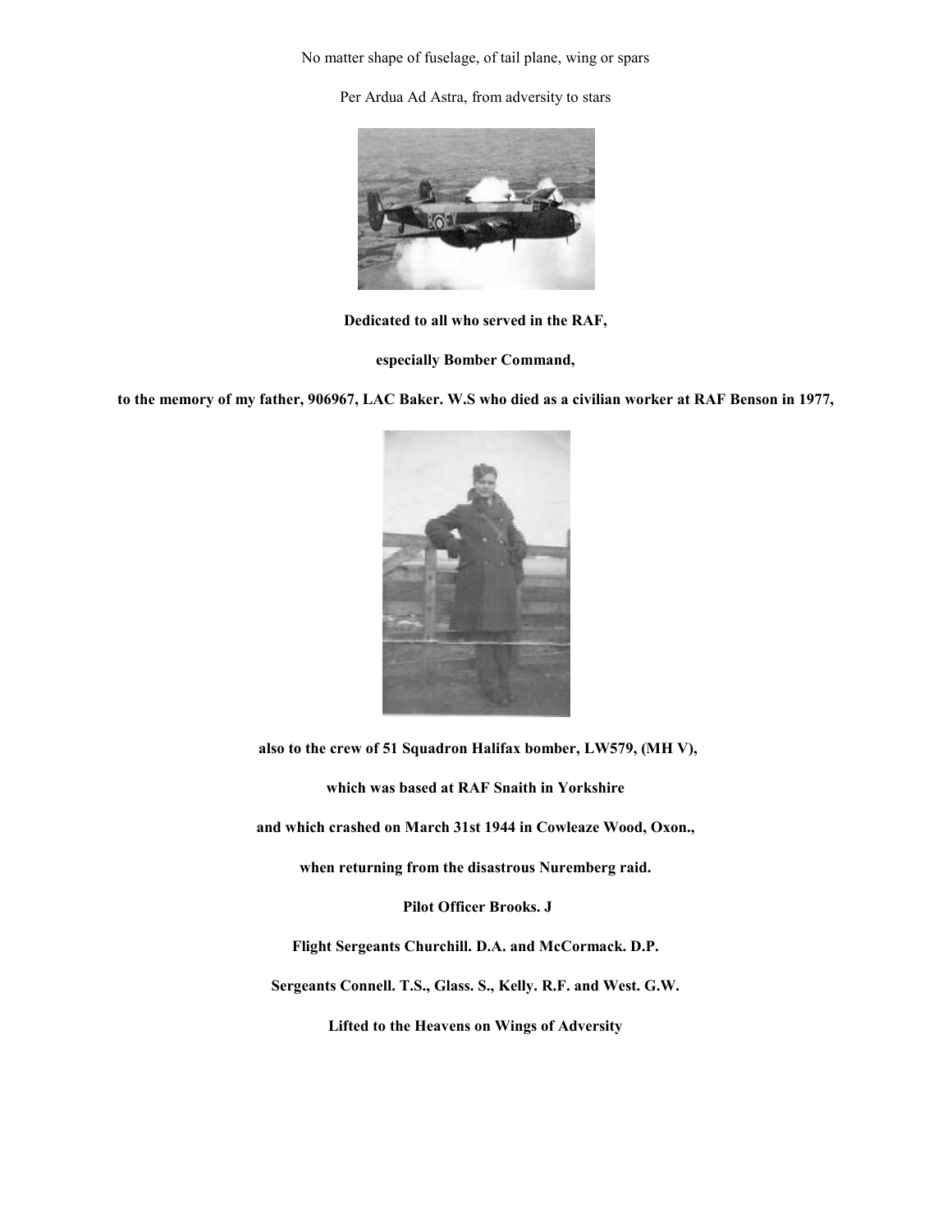No matter shape of fuselage, of tail plane, wing or spars

Per Ardua Ad Astra, from adversity to stars

**Dedicated to all who served in the RAF,**

**especially Bomber Command,**

**to the memory of my father, 906967, LAC Baker. W.S who died as a civilian worker at RAF Benson in 1977,**

**also to the crew of 51 Squadron Halifax bomber, LW579, (MH V),**

**which was based at RAF Snaith in Yorkshire**

**and which crashed on March 31st 1944 in Cowleaze Wood, Oxon.,**

**when returning from the disastrous Nuremberg raid.**

**Pilot Officer Brooks. J**

**Flight Sergeants Churchill. D.A. and McCormack. D.P.**

**Sergeants Connell. T.S., Glass. S., Kelly. R.F. and West. G.W.**

**Lifted to the Heavens on Wings of Adversity**